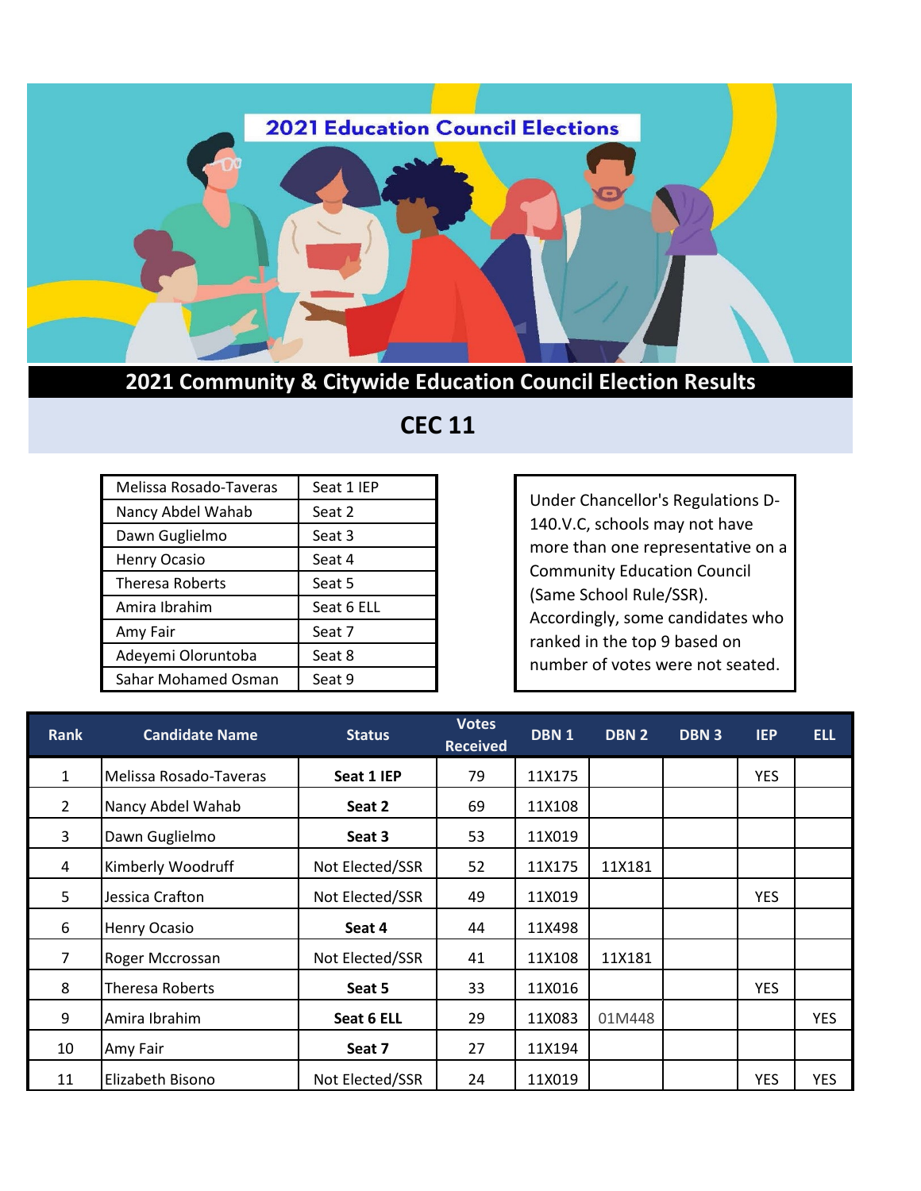# 2021 Education Council Elections

## 2021 Community & Citywide Education Council Election Results

## CEC 11

| | |
|---|---|
| Melissa Rosado-Taveras | Seat 1 IEP |
| Nancy Abdel Wahab | Seat 2 |
| Dawn Guglielmo | Seat 3 |
| Henry Ocasio | Seat 4 |
| Theresa Roberts | Seat 5 |
| Amira Ibrahim | Seat 6 ELL |
| Amy Fair | Seat 7 |
| Adeyemi Oloruntoba | Seat 8 |
| Sahar Mohamed Osman | Seat 9 |

Under Chancellor's Regulations D-140.V.C, schools may not have more than one representative on a Community Education Council (Same School Rule/SSR). Accordingly, some candidates who ranked in the top 9 based on number of votes were not seated.

| Rank | Candidate Name | Status | Votes Received | DBN 1 | DBN 2 | DBN 3 | IEP | ELL |
|---|---|---|---|---|---|---|---|---|
| 1 | Melissa Rosado-Taveras | **Seat 1 IEP** | 79 | 11X175 | | | YES | |
| 2 | Nancy Abdel Wahab | **Seat 2** | 69 | 11X108 | | | | |
| 3 | Dawn Guglielmo | **Seat 3** | 53 | 11X019 | | | | |
| 4 | Kimberly Woodruff | Not Elected/SSR | 52 | 11X175 | 11X181 | | | |
| 5 | Jessica Crafton | Not Elected/SSR | 49 | 11X019 | | | YES | |
| 6 | Henry Ocasio | **Seat 4** | 44 | 11X498 | | | | |
| 7 | Roger Mccrossan | Not Elected/SSR | 41 | 11X108 | 11X181 | | | |
| 8 | Theresa Roberts | **Seat 5** | 33 | 11X016 | | | YES | |
| 9 | Amira Ibrahim | **Seat 6 ELL** | 29 | 11X083 | 01M448 | | | YES |
| 10 | Amy Fair | **Seat 7** | 27 | 11X194 | | | | |
| 11 | Elizabeth Bisono | Not Elected/SSR | 24 | 11X019 | | | YES | YES |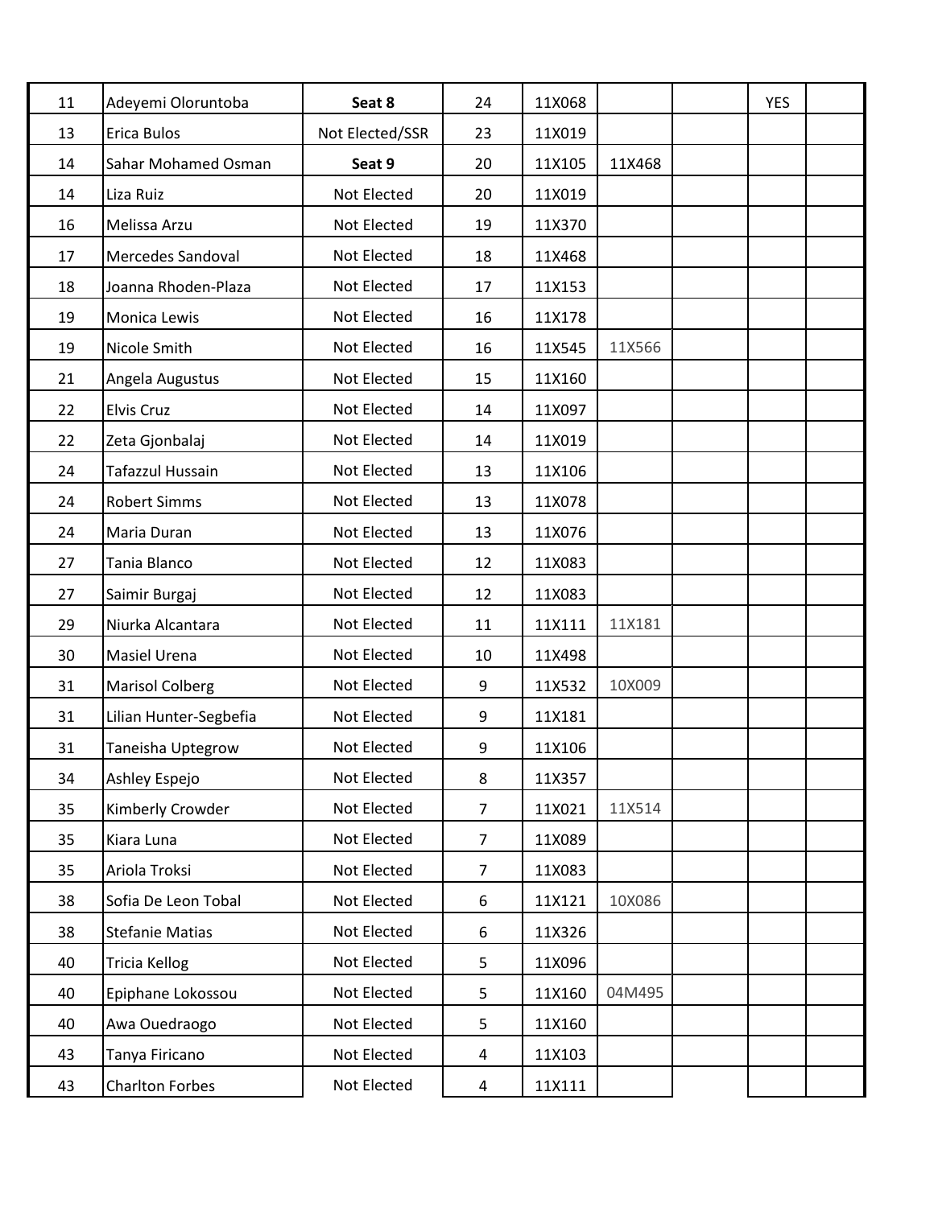| | | | | | | | | |
|---|---|---|---|---|---|---|---|---|
| 11 | Adeyemi Oloruntoba | **Seat 8** | 24 | 11X068 | | | YES | |
| 13 | Erica Bulos | Not Elected/SSR | 23 | 11X019 | | | | |
| 14 | Sahar Mohamed Osman | **Seat 9** | 20 | 11X105 | 11X468 | | | |
| 14 | Liza Ruiz | Not Elected | 20 | 11X019 | | | | |
| 16 | Melissa Arzu | Not Elected | 19 | 11X370 | | | | |
| 17 | Mercedes Sandoval | Not Elected | 18 | 11X468 | | | | |
| 18 | Joanna Rhoden-Plaza | Not Elected | 17 | 11X153 | | | | |
| 19 | Monica Lewis | Not Elected | 16 | 11X178 | | | | |
| 19 | Nicole Smith | Not Elected | 16 | 11X545 | 11X566 | | | |
| 21 | Angela Augustus | Not Elected | 15 | 11X160 | | | | |
| 22 | Elvis Cruz | Not Elected | 14 | 11X097 | | | | |
| 22 | Zeta Gjonbalaj | Not Elected | 14 | 11X019 | | | | |
| 24 | Tafazzul Hussain | Not Elected | 13 | 11X106 | | | | |
| 24 | Robert Simms | Not Elected | 13 | 11X078 | | | | |
| 24 | Maria Duran | Not Elected | 13 | 11X076 | | | | |
| 27 | Tania Blanco | Not Elected | 12 | 11X083 | | | | |
| 27 | Saimir Burgaj | Not Elected | 12 | 11X083 | | | | |
| 29 | Niurka Alcantara | Not Elected | 11 | 11X111 | 11X181 | | | |
| 30 | Masiel Urena | Not Elected | 10 | 11X498 | | | | |
| 31 | Marisol Colberg | Not Elected | 9 | 11X532 | 10X009 | | | |
| 31 | Lilian Hunter-Segbefia | Not Elected | 9 | 11X181 | | | | |
| 31 | Taneisha Uptegrow | Not Elected | 9 | 11X106 | | | | |
| 34 | Ashley Espejo | Not Elected | 8 | 11X357 | | | | |
| 35 | Kimberly Crowder | Not Elected | 7 | 11X021 | 11X514 | | | |
| 35 | Kiara Luna | Not Elected | 7 | 11X089 | | | | |
| 35 | Ariola Troksi | Not Elected | 7 | 11X083 | | | | |
| 38 | Sofia De Leon Tobal | Not Elected | 6 | 11X121 | 10X086 | | | |
| 38 | Stefanie Matias | Not Elected | 6 | 11X326 | | | | |
| 40 | Tricia Kellog | Not Elected | 5 | 11X096 | | | | |
| 40 | Epiphane Lokossou | Not Elected | 5 | 11X160 | 04M495 | | | |
| 40 | Awa Ouedraogo | Not Elected | 5 | 11X160 | | | | |
| 43 | Tanya Firicano | Not Elected | 4 | 11X103 | | | | |
| 43 | Charlton Forbes | Not Elected | 4 | 11X111 | | | | |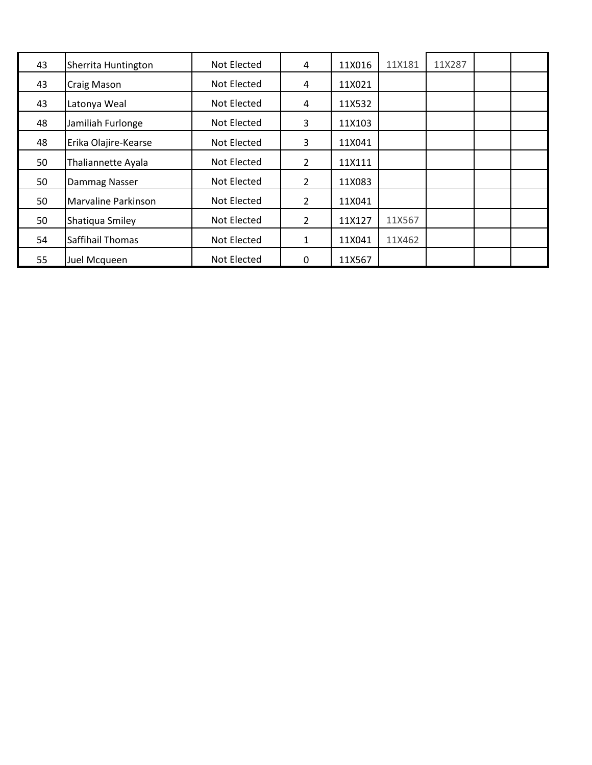| | | | | | | | | |
|---|---|---|---|---|---|---|---|---|
| 43 | Sherrita Huntington | Not Elected | 4 | 11X016 | 11X181 | 11X287 | | |
| 43 | Craig Mason | Not Elected | 4 | 11X021 | | | | |
| 43 | Latonya Weal | Not Elected | 4 | 11X532 | | | | |
| 48 | Jamiliah Furlonge | Not Elected | 3 | 11X103 | | | | |
| 48 | Erika Olajire-Kearse | Not Elected | 3 | 11X041 | | | | |
| 50 | Thaliannette Ayala | Not Elected | 2 | 11X111 | | | | |
| 50 | Dammag Nasser | Not Elected | 2 | 11X083 | | | | |
| 50 | Marvaline Parkinson | Not Elected | 2 | 11X041 | | | | |
| 50 | Shatiqua Smiley | Not Elected | 2 | 11X127 | 11X567 | | | |
| 54 | Saffihail Thomas | Not Elected | 1 | 11X041 | 11X462 | | | |
| 55 | Juel Mcqueen | Not Elected | 0 | 11X567 | | | | |